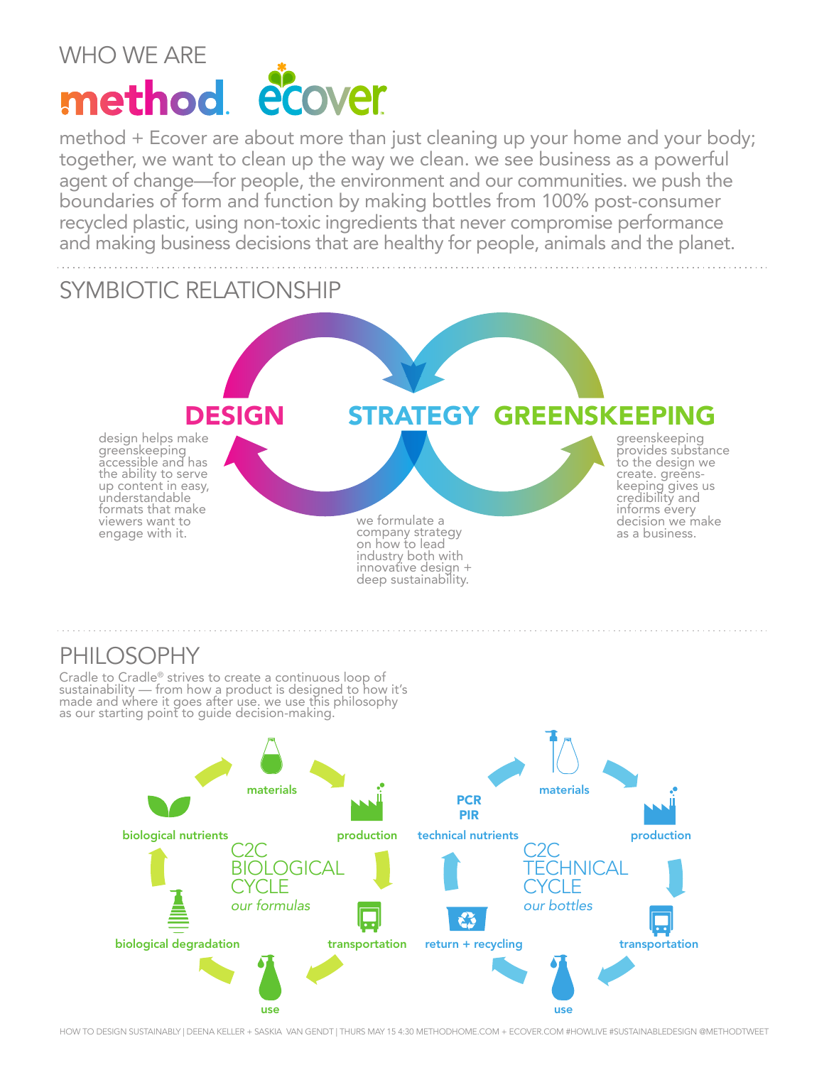# WHO WE ARE

**method** **ecover**

method + Ecover are about more than just cleaning up your home and your body; together, we want to clean up the way we clean. we see business as a powerful agent of change—for people, the environment and our communities. we push the boundaries of form and function by making bottles from 100% post-consumer recycled plastic, using non-toxic ingredients that never compromise performance and making business decisions that are healthy for people, animals and the planet.

## SYMBIOTIC RELATIONSHIP

**DESIGN**

design helps make greenskeeping accessible and has the ability to serve up content in easy, understandable formats that make viewers want to engage with it.

**STRATEGY**

we formulate a company strategy on how to lead industry both with innovative design + deep sustainability.

**GREENSKEEPING**

greenskeeping provides substance to the design we create. greens-keeping gives us credibility and informs every decision we make as a business.

## PHILOSOPHY

Cradle to Cradle® strives to create a continuous loop of sustainability — from how a product is designed to how it's made and where it goes after use. we use this philosophy as our starting point to guide decision-making.

### C2C BIOLOGICAL CYCLE

*our formulas*

materials → production → transportation → use → biological degradation → biological nutrients → materials

### C2C TECHNICAL CYCLE

*our bottles*

materials → production → transportation → use → return + recycling → technical nutrients (PCR, PIR) → materials

HOW TO DESIGN SUSTAINABLY | DEENA KELLER + SASKIA VAN GENDT | THURS MAY 15 4:30 METHODHOME.COM + ECOVER.COM #HOWLIVE #SUSTAINABLEDESIGN @METHODTWEET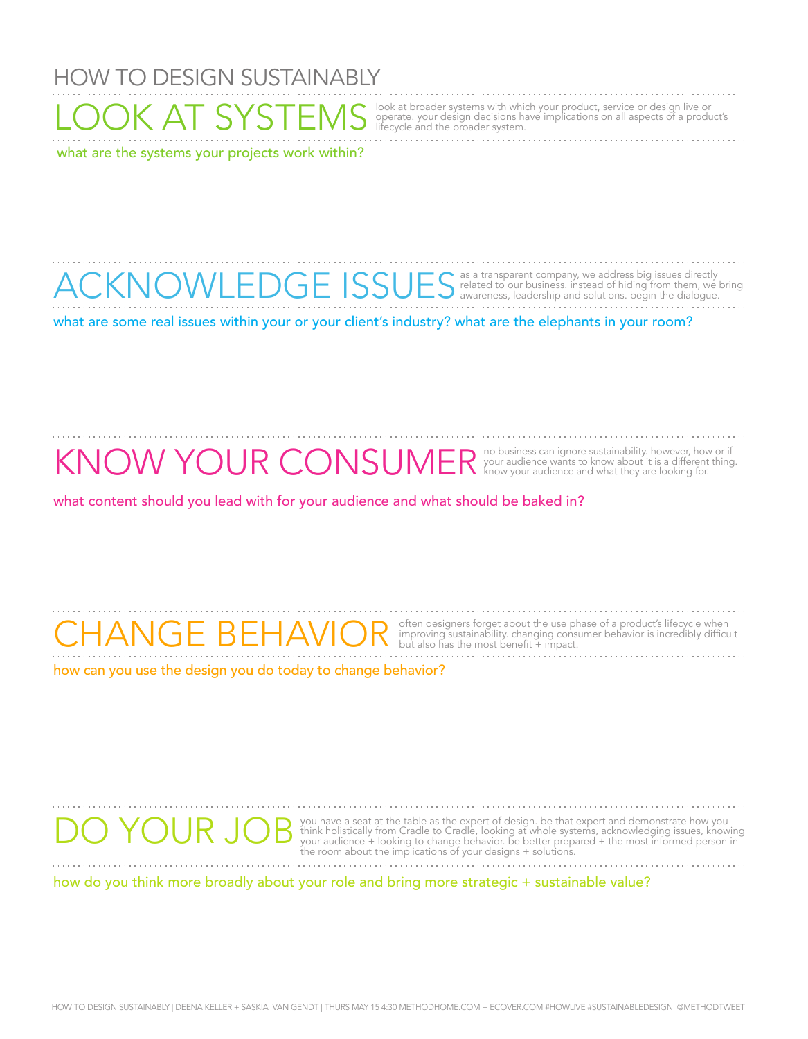# HOW TO DESIGN SUSTAINABLY

## LOOK AT SYSTEMS

look at broader systems with which your product, service or design live or operate. your design decisions have implications on all aspects of a product's lifecycle and the broader system.

what are the systems your projects work within?

## ACKNOWLEDGE ISSUES

as a transparent company, we address big issues directly related to our business. instead of hiding from them, we bring awareness, leadership and solutions. begin the dialogue.

what are some real issues within your or your client's industry? what are the elephants in your room?

## KNOW YOUR CONSUMER

no business can ignore sustainability. however, how or if your audience wants to know about it is a different thing. know your audience and what they are looking for.

what content should you lead with for your audience and what should be baked in?

## CHANGE BEHAVIOR

often designers forget about the use phase of a product's lifecycle when improving sustainability. changing consumer behavior is incredibly difficult but also has the most benefit + impact.

how can you use the design you do today to change behavior?

## DO YOUR JOB

you have a seat at the table as the expert of design. be that expert and demonstrate how you think holistically from Cradle to Cradle, looking at whole systems, acknowledging issues, knowing your audience + looking to change behavior. be better prepared + the most informed person in the room about the implications of your designs + solutions.

how do you think more broadly about your role and bring more strategic + sustainable value?

HOW TO DESIGN SUSTAINABLY | DEENA KELLER + SASKIA VAN GENDT | THURS MAY 15 4:30 METHODHOME.COM + ECOVER.COM #HOWLIVE #SUSTAINABLEDESIGN @METHODTWEET